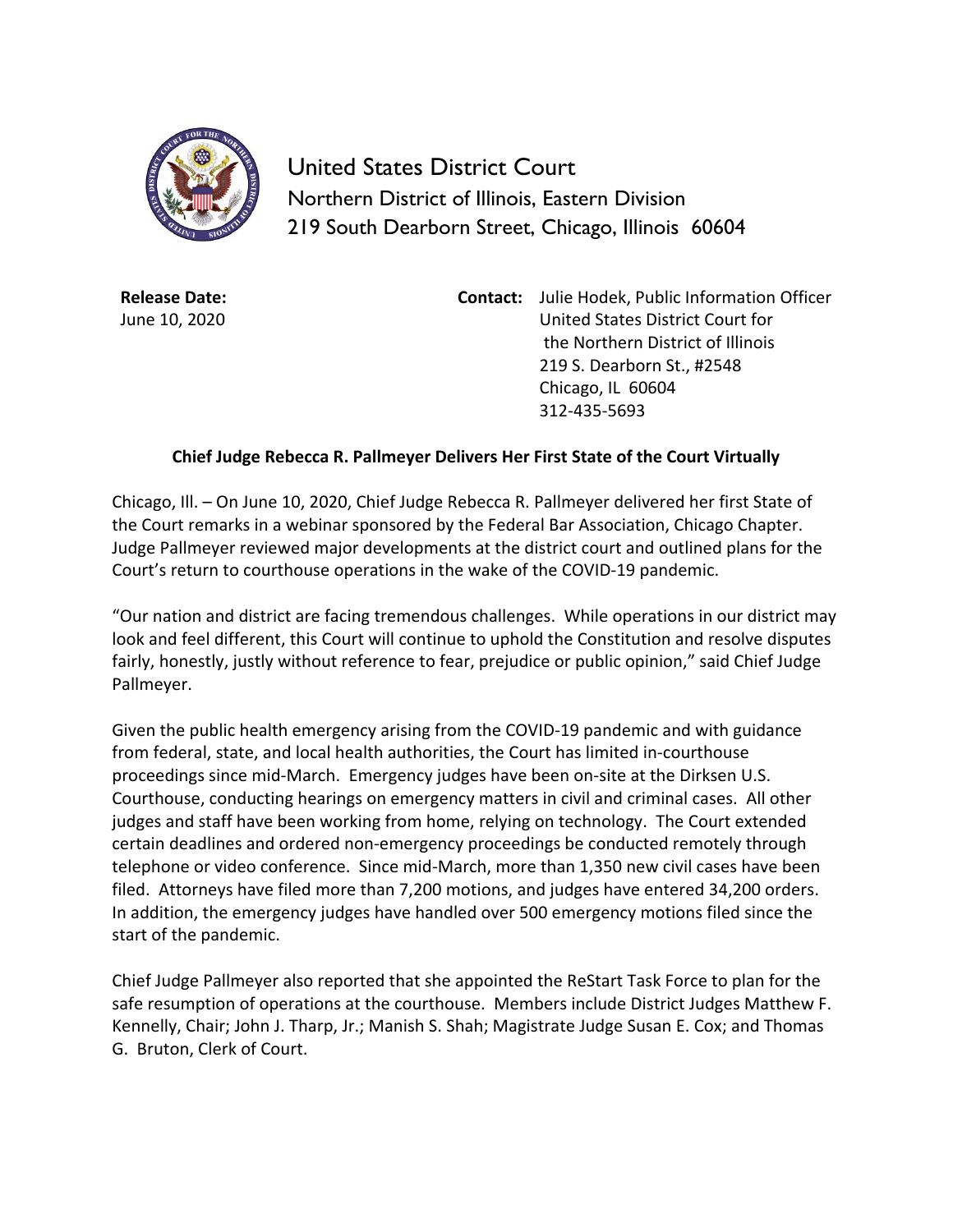United States District Court
Northern District of Illinois, Eastern Division
219 South Dearborn Street, Chicago, Illinois 60604

**Release Date:**
June 10, 2020

**Contact:** Julie Hodek, Public Information Officer
United States District Court for
the Northern District of Illinois
219 S. Dearborn St., #2548
Chicago, IL 60604
312-435-5693

**Chief Judge Rebecca R. Pallmeyer Delivers Her First State of the Court Virtually**

Chicago, Ill. – On June 10, 2020, Chief Judge Rebecca R. Pallmeyer delivered her first State of the Court remarks in a webinar sponsored by the Federal Bar Association, Chicago Chapter. Judge Pallmeyer reviewed major developments at the district court and outlined plans for the Court's return to courthouse operations in the wake of the COVID-19 pandemic.

"Our nation and district are facing tremendous challenges. While operations in our district may look and feel different, this Court will continue to uphold the Constitution and resolve disputes fairly, honestly, justly without reference to fear, prejudice or public opinion," said Chief Judge Pallmeyer.

Given the public health emergency arising from the COVID-19 pandemic and with guidance from federal, state, and local health authorities, the Court has limited in-courthouse proceedings since mid-March. Emergency judges have been on-site at the Dirksen U.S. Courthouse, conducting hearings on emergency matters in civil and criminal cases. All other judges and staff have been working from home, relying on technology. The Court extended certain deadlines and ordered non-emergency proceedings be conducted remotely through telephone or video conference. Since mid-March, more than 1,350 new civil cases have been filed. Attorneys have filed more than 7,200 motions, and judges have entered 34,200 orders. In addition, the emergency judges have handled over 500 emergency motions filed since the start of the pandemic.

Chief Judge Pallmeyer also reported that she appointed the ReStart Task Force to plan for the safe resumption of operations at the courthouse. Members include District Judges Matthew F. Kennelly, Chair; John J. Tharp, Jr.; Manish S. Shah; Magistrate Judge Susan E. Cox; and Thomas G. Bruton, Clerk of Court.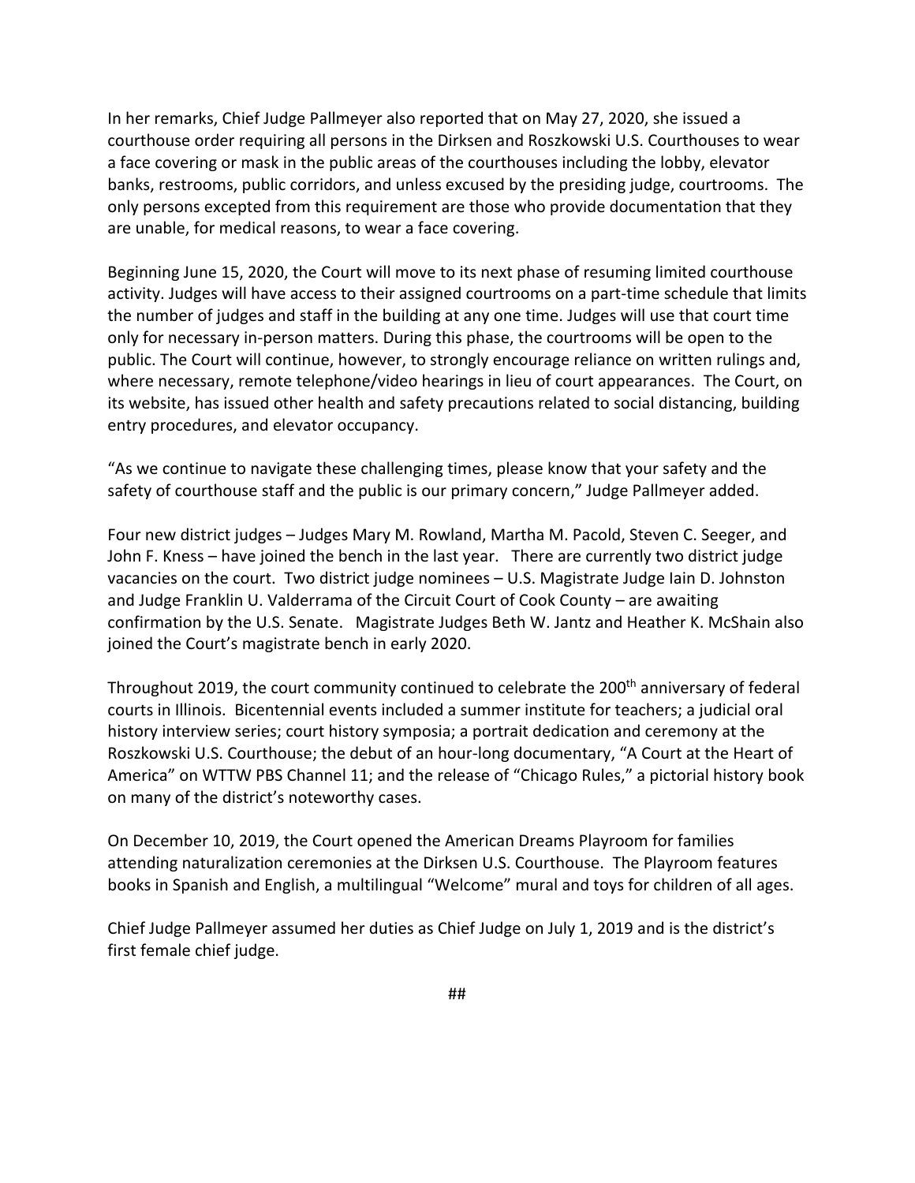In her remarks, Chief Judge Pallmeyer also reported that on May 27, 2020, she issued a courthouse order requiring all persons in the Dirksen and Roszkowski U.S. Courthouses to wear a face covering or mask in the public areas of the courthouses including the lobby, elevator banks, restrooms, public corridors, and unless excused by the presiding judge, courtrooms. The only persons excepted from this requirement are those who provide documentation that they are unable, for medical reasons, to wear a face covering.

Beginning June 15, 2020, the Court will move to its next phase of resuming limited courthouse activity. Judges will have access to their assigned courtrooms on a part-time schedule that limits the number of judges and staff in the building at any one time. Judges will use that court time only for necessary in-person matters. During this phase, the courtrooms will be open to the public. The Court will continue, however, to strongly encourage reliance on written rulings and, where necessary, remote telephone/video hearings in lieu of court appearances. The Court, on its website, has issued other health and safety precautions related to social distancing, building entry procedures, and elevator occupancy.

"As we continue to navigate these challenging times, please know that your safety and the safety of courthouse staff and the public is our primary concern," Judge Pallmeyer added.

Four new district judges – Judges Mary M. Rowland, Martha M. Pacold, Steven C. Seeger, and John F. Kness – have joined the bench in the last year. There are currently two district judge vacancies on the court. Two district judge nominees – U.S. Magistrate Judge Iain D. Johnston and Judge Franklin U. Valderrama of the Circuit Court of Cook County – are awaiting confirmation by the U.S. Senate. Magistrate Judges Beth W. Jantz and Heather K. McShain also joined the Court's magistrate bench in early 2020.

Throughout 2019, the court community continued to celebrate the 200th anniversary of federal courts in Illinois. Bicentennial events included a summer institute for teachers; a judicial oral history interview series; court history symposia; a portrait dedication and ceremony at the Roszkowski U.S. Courthouse; the debut of an hour-long documentary, "A Court at the Heart of America" on WTTW PBS Channel 11; and the release of "Chicago Rules," a pictorial history book on many of the district's noteworthy cases.

On December 10, 2019, the Court opened the American Dreams Playroom for families attending naturalization ceremonies at the Dirksen U.S. Courthouse. The Playroom features books in Spanish and English, a multilingual "Welcome" mural and toys for children of all ages.

Chief Judge Pallmeyer assumed her duties as Chief Judge on July 1, 2019 and is the district's first female chief judge.

##